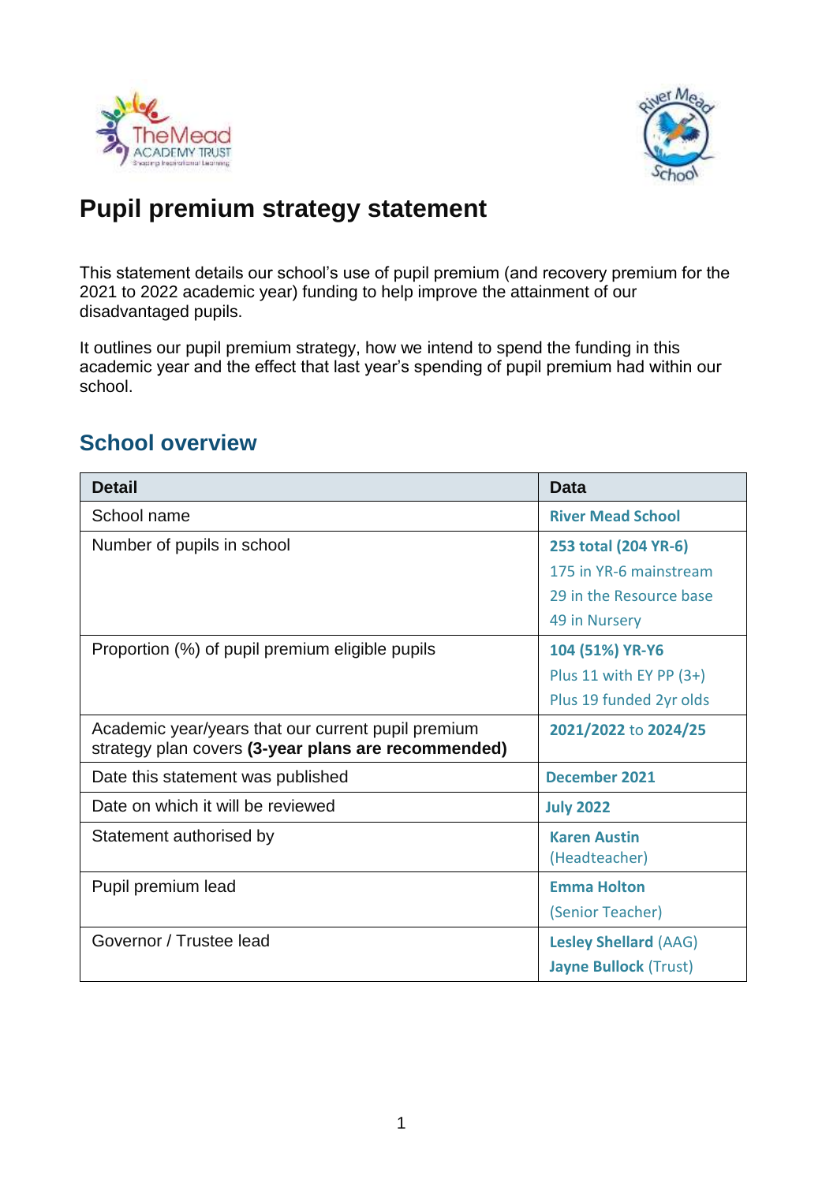# Pupil premium strategy statement

This statement details our school's use of pupil premium (and recovery premium for the 2021 to 2022 academic year) funding to help improve the attainment of our disadvantaged pupils.

It outlines our pupil premium strategy, how we intend to spend the funding in this academic year and the effect that last year's spending of pupil premium had within our school.

## School overview

| Detail | Data |
|---|---|
| School name | **River Mead School** |
| Number of pupils in school | **253 total (204 YR-6)**<br>175 in YR-6 mainstream<br>29 in the Resource base<br>49 in Nursery |
| Proportion (%) of pupil premium eligible pupils | **104 (51%) YR-Y6**<br>Plus 11 with EY PP (3+)<br>Plus 19 funded 2yr olds |
| Academic year/years that our current pupil premium strategy plan covers **(3-year plans are recommended)** | **2021/2022** to **2024/25** |
| Date this statement was published | **December 2021** |
| Date on which it will be reviewed | **July 2022** |
| Statement authorised by | **Karen Austin**<br>(Headteacher) |
| Pupil premium lead | **Emma Holton**<br>(Senior Teacher) |
| Governor / Trustee lead | **Lesley Shellard** (AAG)<br>**Jayne Bullock** (Trust) |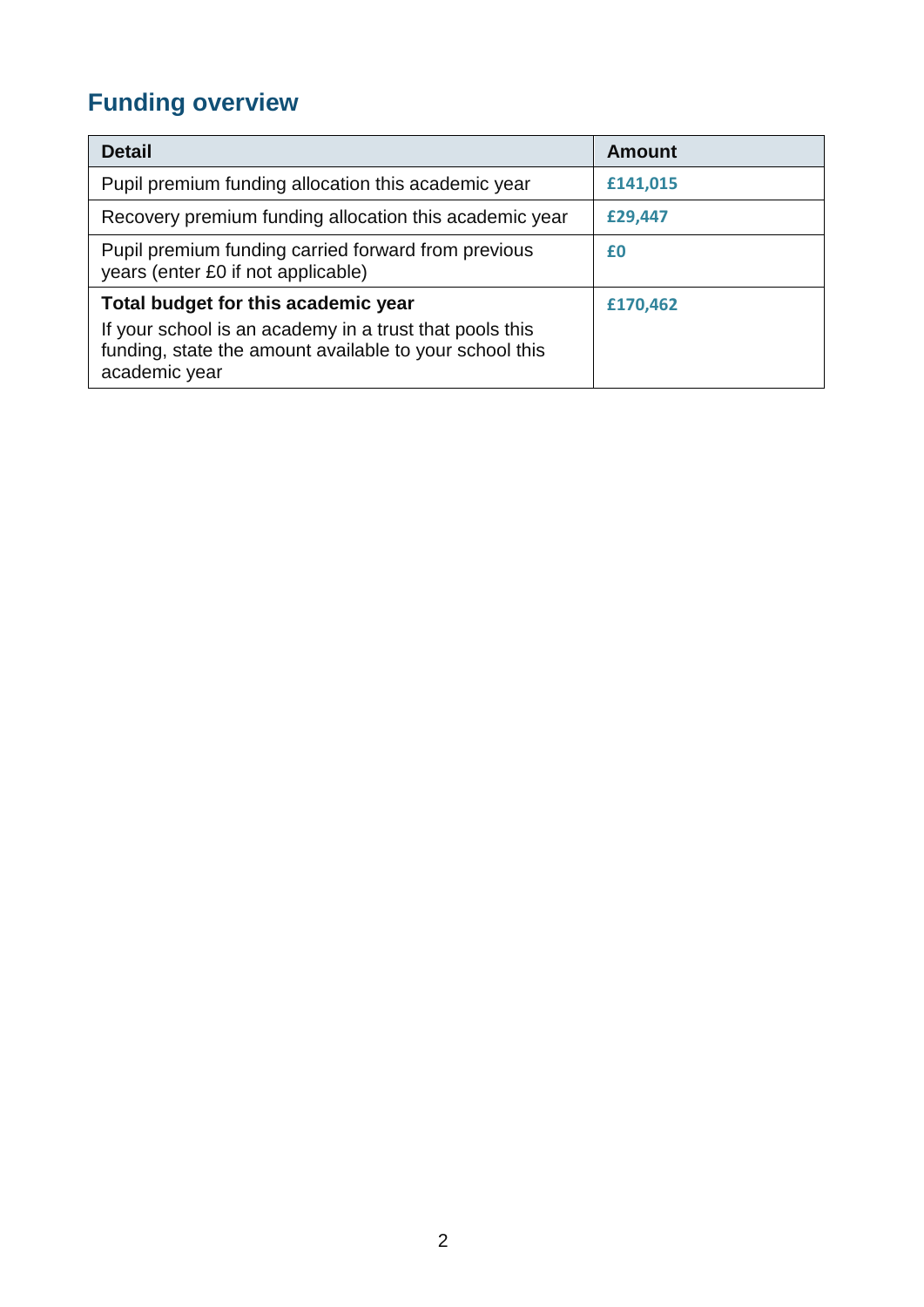## Funding overview

| Detail | Amount |
|---|---|
| Pupil premium funding allocation this academic year | £141,015 |
| Recovery premium funding allocation this academic year | £29,447 |
| Pupil premium funding carried forward from previous years (enter £0 if not applicable) | £0 |
| **Total budget for this academic year**<br>If your school is an academy in a trust that pools this funding, state the amount available to your school this academic year | £170,462 |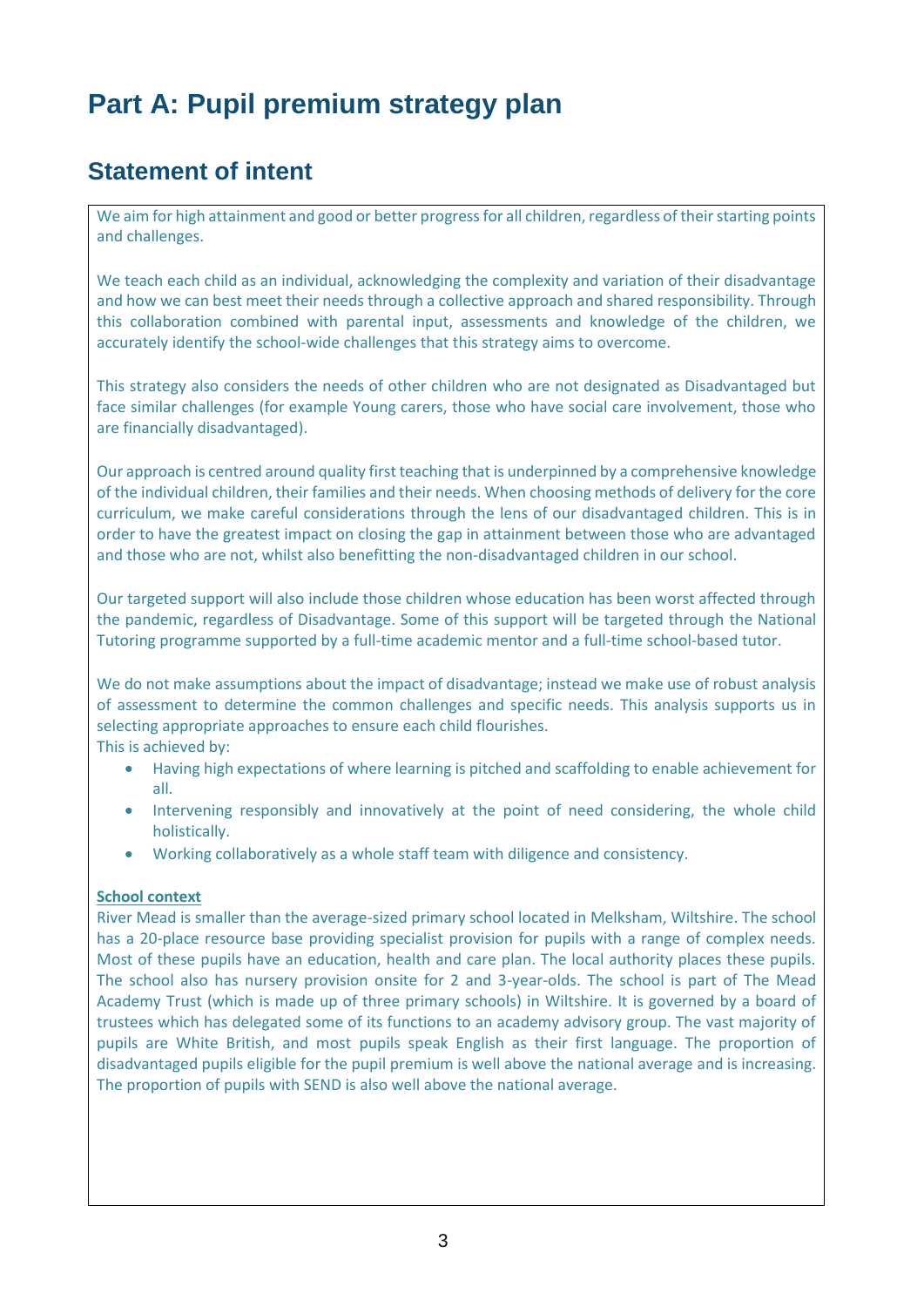# Part A: Pupil premium strategy plan

## Statement of intent

We aim for high attainment and good or better progress for all children, regardless of their starting points and challenges.

We teach each child as an individual, acknowledging the complexity and variation of their disadvantage and how we can best meet their needs through a collective approach and shared responsibility. Through this collaboration combined with parental input, assessments and knowledge of the children, we accurately identify the school-wide challenges that this strategy aims to overcome.

This strategy also considers the needs of other children who are not designated as Disadvantaged but face similar challenges (for example Young carers, those who have social care involvement, those who are financially disadvantaged).

Our approach is centred around quality first teaching that is underpinned by a comprehensive knowledge of the individual children, their families and their needs. When choosing methods of delivery for the core curriculum, we make careful considerations through the lens of our disadvantaged children. This is in order to have the greatest impact on closing the gap in attainment between those who are advantaged and those who are not, whilst also benefitting the non-disadvantaged children in our school.

Our targeted support will also include those children whose education has been worst affected through the pandemic, regardless of Disadvantage. Some of this support will be targeted through the National Tutoring programme supported by a full-time academic mentor and a full-time school-based tutor.

We do not make assumptions about the impact of disadvantage; instead we make use of robust analysis of assessment to determine the common challenges and specific needs. This analysis supports us in selecting appropriate approaches to ensure each child flourishes.
This is achieved by:

- Having high expectations of where learning is pitched and scaffolding to enable achievement for all.
- Intervening responsibly and innovatively at the point of need considering, the whole child holistically.
- Working collaboratively as a whole staff team with diligence and consistency.

**School context**

River Mead is smaller than the average-sized primary school located in Melksham, Wiltshire. The school has a 20-place resource base providing specialist provision for pupils with a range of complex needs. Most of these pupils have an education, health and care plan. The local authority places these pupils. The school also has nursery provision onsite for 2 and 3-year-olds. The school is part of The Mead Academy Trust (which is made up of three primary schools) in Wiltshire. It is governed by a board of trustees which has delegated some of its functions to an academy advisory group. The vast majority of pupils are White British, and most pupils speak English as their first language. The proportion of disadvantaged pupils eligible for the pupil premium is well above the national average and is increasing. The proportion of pupils with SEND is also well above the national average.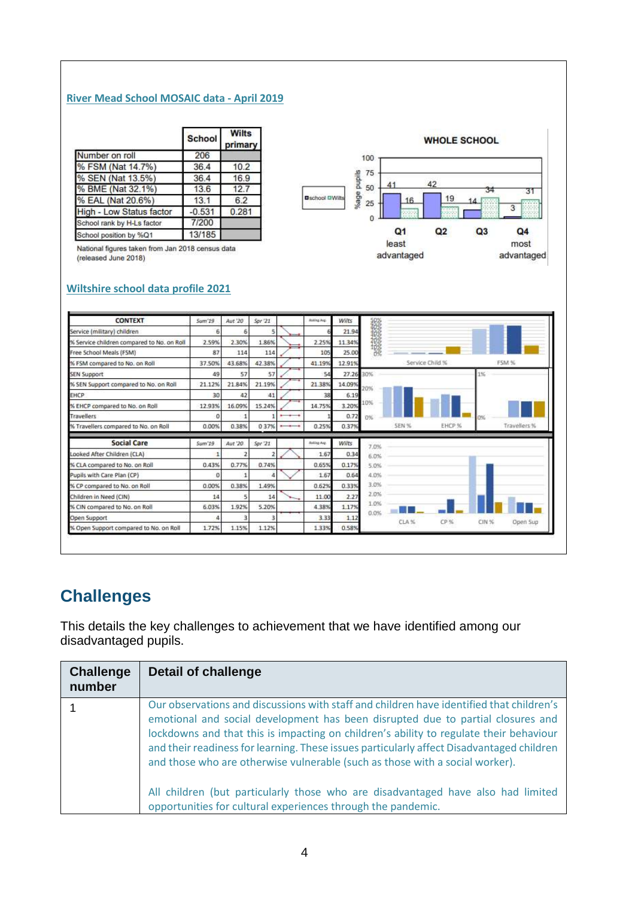**River Mead School MOSAIC data - April 2019**

| | School | Wilts primary |
|---|---|---|
| Number on roll | 206 | |
| % FSM (Nat 14.7%) | 36.4 | 10.2 |
| % SEN (Nat 13.5%) | 36.4 | 16.9 |
| % BME (Nat 32.1%) | 13.6 | 12.7 |
| % EAL (Nat 20.6%) | 13.1 | 6.2 |
| High - Low Status factor | -0.531 | 0.281 |
| School rank by H-Ls factor | 7/200 | |
| School position by %Q1 | 13/185 | |

National figures taken from Jan 2018 census data (released June 2018)

**WHOLE SCHOOL**

| | Q1 least advantaged | Q2 | Q3 | Q4 most advantaged |
|---|---|---|---|---|
| school | 41 | 42 | 14 | 3 |
| Wilts | 16 | 19 | 34 | 31 |

**Wiltshire school data profile 2021**

| CONTEXT | Sum'19 | Aut '20 | Spr '21 | Rolling Avg | Wilts |
|---|---|---|---|---|---|
| Service (military) children | 6 | 6 | 5 | 6 | 21.94 |
| % Service children compared to No. on Roll | 2.59% | 2.30% | 1.86% | 2.25% | 11.34% |
| Free School Meals (FSM) | 87 | 114 | 114 | 105 | 25.00 |
| % FSM compared to No. on Roll | 37.50% | 43.68% | 42.38% | 41.19% | 12.91% |
| SEN Support | 49 | 57 | 57 | 54 | 27.26 |
| % SEN Support compared to No. on Roll | 21.12% | 21.84% | 21.19% | 21.38% | 14.09% |
| EHCP | 30 | 42 | 41 | 38 | 6.19 |
| % EHCP compared to No. on Roll | 12.93% | 16.09% | 15.24% | 14.75% | 3.20% |
| Travellers | 0 | 1 | 1 | 1 | 0.72 |
| % Travellers compared to No. on Roll | 0.00% | 0.38% | 0.37% | 0.25% | 0.37% |

| Social Care | Sum'19 | Aut '20 | Spr '21 | Rolling Avg | Wilts |
|---|---|---|---|---|---|
| Looked After Children (CLA) | 1 | 2 | 2 | 1.67 | 0.34 |
| % CLA compared to No. on Roll | 0.43% | 0.77% | 0.74% | 0.65% | 0.17% |
| Pupils with Care Plan (CP) | 0 | 1 | 4 | 1.67 | 0.64 |
| % CP compared to No. on Roll | 0.00% | 0.38% | 1.49% | 0.62% | 0.33% |
| Children in Need (CIN) | 14 | 5 | 14 | 11.00 | 2.27 |
| % CIN compared to No. on Roll | 6.03% | 1.92% | 5.20% | 4.38% | 1.17% |
| Open Support | 4 | 3 | 3 | 3.33 | 1.12 |
| % Open Support compared to No. on Roll | 1.72% | 1.15% | 1.12% | 1.33% | 0.58% |

## Challenges

This details the key challenges to achievement that we have identified among our disadvantaged pupils.

| Challenge number | Detail of challenge |
|---|---|
| 1 | Our observations and discussions with staff and children have identified that children's emotional and social development has been disrupted due to partial closures and lockdowns and that this is impacting on children's ability to regulate their behaviour and their readiness for learning. These issues particularly affect Disadvantaged children and those who are otherwise vulnerable (such as those with a social worker).<br><br>All children (but particularly those who are disadvantaged have also had limited opportunities for cultural experiences through the pandemic. |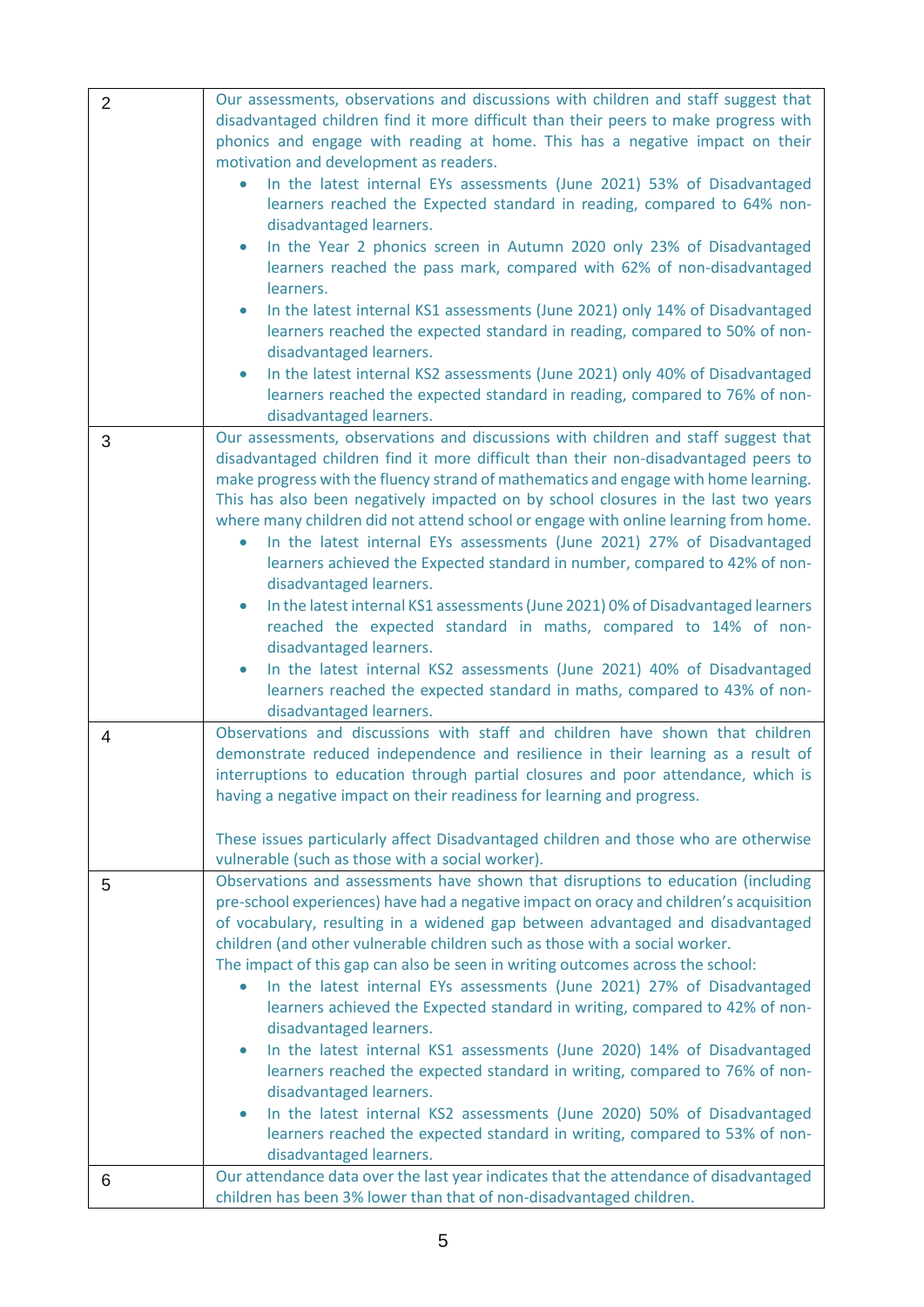| | |
|---|---|
| 2 | Our assessments, observations and discussions with children and staff suggest that disadvantaged children find it more difficult than their peers to make progress with phonics and engage with reading at home. This has a negative impact on their motivation and development as readers.<br>• In the latest internal EYs assessments (June 2021) 53% of Disadvantaged learners reached the Expected standard in reading, compared to 64% non-disadvantaged learners.<br>• In the Year 2 phonics screen in Autumn 2020 only 23% of Disadvantaged learners reached the pass mark, compared with 62% of non-disadvantaged learners.<br>• In the latest internal KS1 assessments (June 2021) only 14% of Disadvantaged learners reached the expected standard in reading, compared to 50% of non-disadvantaged learners.<br>• In the latest internal KS2 assessments (June 2021) only 40% of Disadvantaged learners reached the expected standard in reading, compared to 76% of non-disadvantaged learners. |
| 3 | Our assessments, observations and discussions with children and staff suggest that disadvantaged children find it more difficult than their non-disadvantaged peers to make progress with the fluency strand of mathematics and engage with home learning. This has also been negatively impacted on by school closures in the last two years where many children did not attend school or engage with online learning from home.<br>• In the latest internal EYs assessments (June 2021) 27% of Disadvantaged learners achieved the Expected standard in number, compared to 42% of non-disadvantaged learners.<br>• In the latest internal KS1 assessments (June 2021) 0% of Disadvantaged learners reached the expected standard in maths, compared to 14% of non-disadvantaged learners.<br>• In the latest internal KS2 assessments (June 2021) 40% of Disadvantaged learners reached the expected standard in maths, compared to 43% of non-disadvantaged learners. |
| 4 | Observations and discussions with staff and children have shown that children demonstrate reduced independence and resilience in their learning as a result of interruptions to education through partial closures and poor attendance, which is having a negative impact on their readiness for learning and progress.<br><br>These issues particularly affect Disadvantaged children and those who are otherwise vulnerable (such as those with a social worker). |
| 5 | Observations and assessments have shown that disruptions to education (including pre-school experiences) have had a negative impact on oracy and children's acquisition of vocabulary, resulting in a widened gap between advantaged and disadvantaged children (and other vulnerable children such as those with a social worker.<br>The impact of this gap can also be seen in writing outcomes across the school:<br>• In the latest internal EYs assessments (June 2021) 27% of Disadvantaged learners achieved the Expected standard in writing, compared to 42% of non-disadvantaged learners.<br>• In the latest internal KS1 assessments (June 2020) 14% of Disadvantaged learners reached the expected standard in writing, compared to 76% of non-disadvantaged learners.<br>• In the latest internal KS2 assessments (June 2020) 50% of Disadvantaged learners reached the expected standard in writing, compared to 53% of non-disadvantaged learners. |
| 6 | Our attendance data over the last year indicates that the attendance of disadvantaged children has been 3% lower than that of non-disadvantaged children. |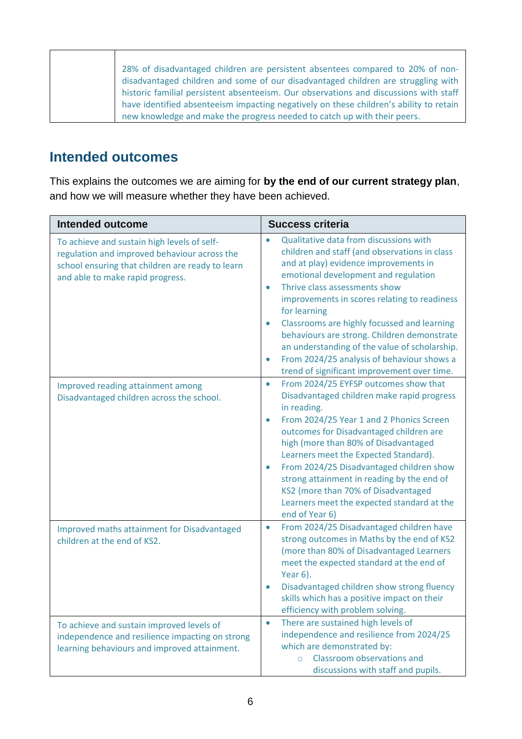| | |
|---|---|
| | 28% of disadvantaged children are persistent absentees compared to 20% of non-disadvantaged children and some of our disadvantaged children are struggling with historic familial persistent absenteeism. Our observations and discussions with staff have identified absenteeism impacting negatively on these children's ability to retain new knowledge and make the progress needed to catch up with their peers. |

## Intended outcomes

This explains the outcomes we are aiming for **by the end of our current strategy plan**, and how we will measure whether they have been achieved.

| Intended outcome | Success criteria |
|---|---|
| To achieve and sustain high levels of self-regulation and improved behaviour across the school ensuring that children are ready to learn and able to make rapid progress. | • Qualitative data from discussions with children and staff (and observations in class and at play) evidence improvements in emotional development and regulation<br>• Thrive class assessments show improvements in scores relating to readiness for learning<br>• Classrooms are highly focussed and learning behaviours are strong. Children demonstrate an understanding of the value of scholarship.<br>• From 2024/25 analysis of behaviour shows a trend of significant improvement over time. |
| Improved reading attainment among Disadvantaged children across the school. | • From 2024/25 EYFSP outcomes show that Disadvantaged children make rapid progress in reading.<br>• From 2024/25 Year 1 and 2 Phonics Screen outcomes for Disadvantaged children are high (more than 80% of Disadvantaged Learners meet the Expected Standard).<br>• From 2024/25 Disadvantaged children show strong attainment in reading by the end of KS2 (more than 70% of Disadvantaged Learners meet the expected standard at the end of Year 6) |
| Improved maths attainment for Disadvantaged children at the end of KS2. | • From 2024/25 Disadvantaged children have strong outcomes in Maths by the end of KS2 (more than 80% of Disadvantaged Learners meet the expected standard at the end of Year 6).<br>• Disadvantaged children show strong fluency skills which has a positive impact on their efficiency with problem solving. |
| To achieve and sustain improved levels of independence and resilience impacting on strong learning behaviours and improved attainment. | • There are sustained high levels of independence and resilience from 2024/25 which are demonstrated by:<br>&nbsp;&nbsp;&nbsp;&nbsp;○ Classroom observations and discussions with staff and pupils. |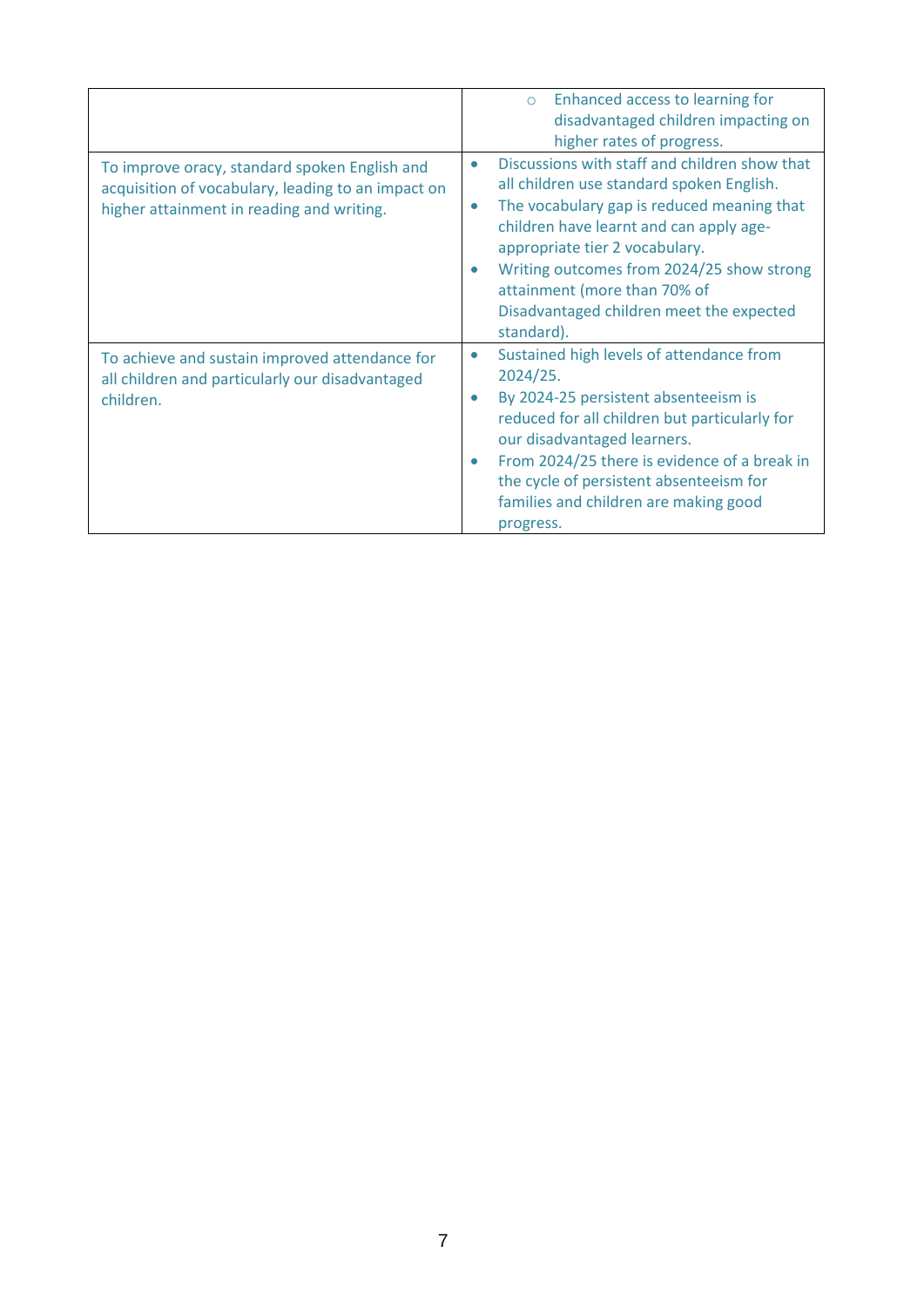| | |
|---|---|
| | ◦ Enhanced access to learning for disadvantaged children impacting on higher rates of progress. |
| To improve oracy, standard spoken English and acquisition of vocabulary, leading to an impact on higher attainment in reading and writing. | • Discussions with staff and children show that all children use standard spoken English.<br>• The vocabulary gap is reduced meaning that children have learnt and can apply age-appropriate tier 2 vocabulary.<br>• Writing outcomes from 2024/25 show strong attainment (more than 70% of Disadvantaged children meet the expected standard). |
| To achieve and sustain improved attendance for all children and particularly our disadvantaged children. | • Sustained high levels of attendance from 2024/25.<br>• By 2024-25 persistent absenteeism is reduced for all children but particularly for our disadvantaged learners.<br>• From 2024/25 there is evidence of a break in the cycle of persistent absenteeism for families and children are making good progress. |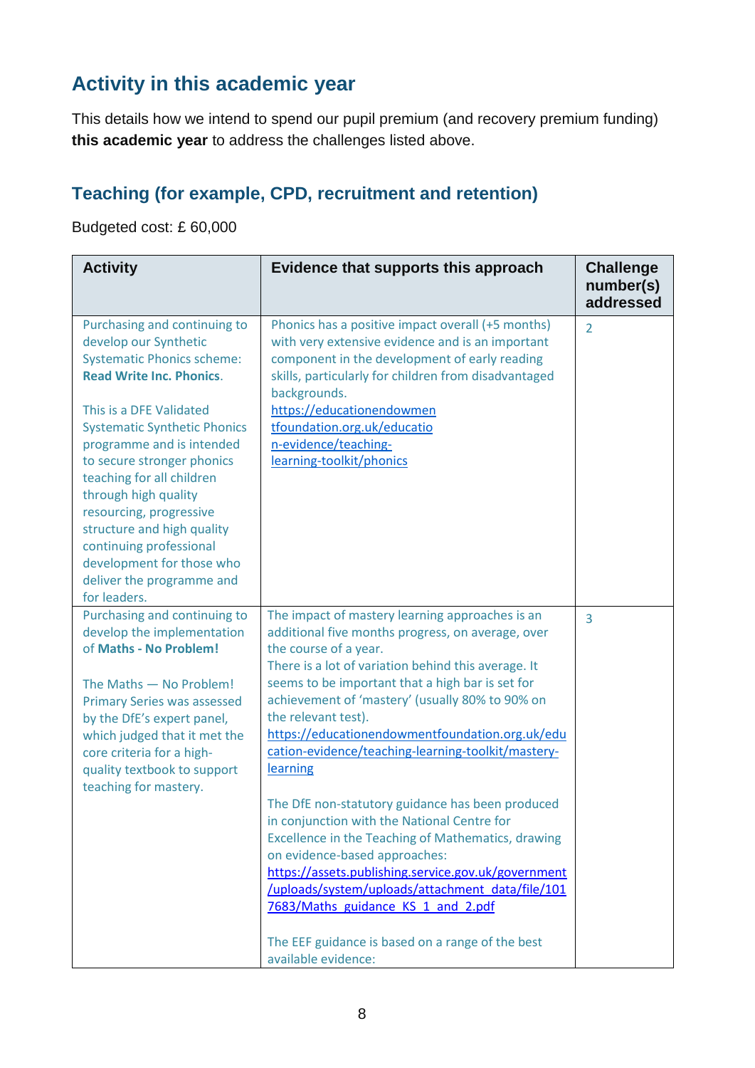## Activity in this academic year

This details how we intend to spend our pupil premium (and recovery premium funding) **this academic year** to address the challenges listed above.

### Teaching (for example, CPD, recruitment and retention)

Budgeted cost: £ 60,000

| Activity | Evidence that supports this approach | Challenge number(s) addressed |
|---|---|---|
| Purchasing and continuing to develop our Synthetic Systematic Phonics scheme: **Read Write Inc. Phonics**.<br><br>This is a DFE Validated Systematic Synthetic Phonics programme and is intended to secure stronger phonics teaching for all children through high quality resourcing, progressive structure and high quality continuing professional development for those who deliver the programme and for leaders. | Phonics has a positive impact overall (+5 months) with very extensive evidence and is an important component in the development of early reading skills, particularly for children from disadvantaged backgrounds.<br>https://educationendowmentfoundation.org.uk/education-evidence/teaching-learning-toolkit/phonics | 2 |
| Purchasing and continuing to develop the implementation of **Maths - No Problem!**<br><br>The Maths — No Problem! Primary Series was assessed by the DfE's expert panel, which judged that it met the core criteria for a high-quality textbook to support teaching for mastery. | The impact of mastery learning approaches is an additional five months progress, on average, over the course of a year.<br>There is a lot of variation behind this average. It seems to be important that a high bar is set for achievement of 'mastery' (usually 80% to 90% on the relevant test).<br>https://educationendowmentfoundation.org.uk/education-evidence/teaching-learning-toolkit/mastery-learning<br><br>The DfE non-statutory guidance has been produced in conjunction with the National Centre for Excellence in the Teaching of Mathematics, drawing on evidence-based approaches:<br>https://assets.publishing.service.gov.uk/government/uploads/system/uploads/attachment_data/file/1017683/Maths_guidance_KS_1_and_2.pdf<br><br>The EEF guidance is based on a range of the best available evidence: | 3 |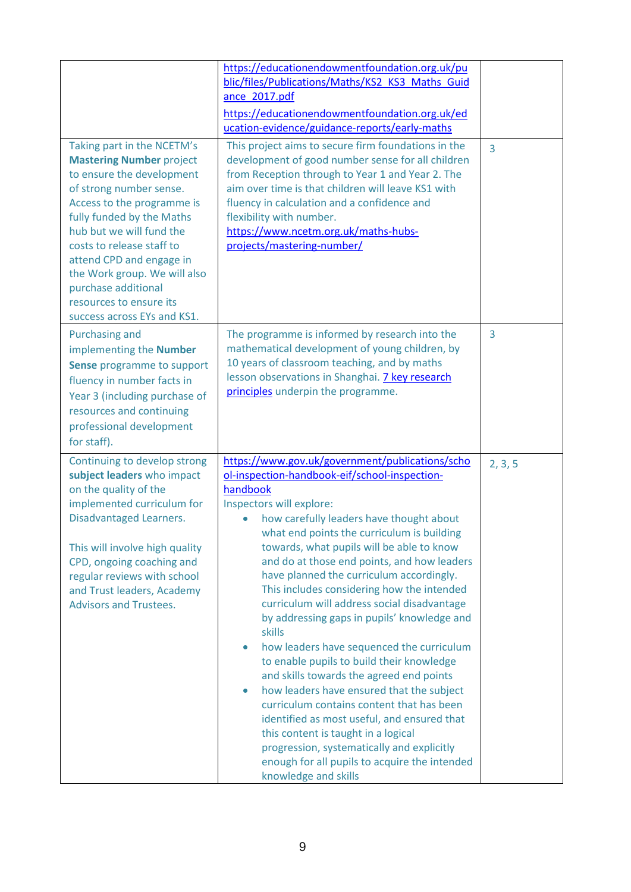| | | |
|---|---|---|
| | https://educationendowmentfoundation.org.uk/public/files/Publications/Maths/KS2_KS3_Maths_Guidance_2017.pdf<br><br>https://educationendowmentfoundation.org.uk/education-evidence/guidance-reports/early-maths | |
| Taking part in the NCETM's **Mastering Number** project to ensure the development of strong number sense. Access to the programme is fully funded by the Maths hub but we will fund the costs to release staff to attend CPD and engage in the Work group. We will also purchase additional resources to ensure its success across EYs and KS1. | This project aims to secure firm foundations in the development of good number sense for all children from Reception through to Year 1 and Year 2. The aim over time is that children will leave KS1 with fluency in calculation and a confidence and flexibility with number. https://www.ncetm.org.uk/maths-hubs-projects/mastering-number/ | 3 |
| Purchasing and implementing the **Number Sense** programme to support fluency in number facts in Year 3 (including purchase of resources and continuing professional development for staff). | The programme is informed by research into the mathematical development of young children, by 10 years of classroom teaching, and by maths lesson observations in Shanghai. 7 key research principles underpin the programme. | 3 |
| Continuing to develop strong **subject leaders** who impact on the quality of the implemented curriculum for Disadvantaged Learners.<br><br>This will involve high quality CPD, ongoing coaching and regular reviews with school and Trust leaders, Academy Advisors and Trustees. | https://www.gov.uk/government/publications/school-inspection-handbook-eif/school-inspection-handbook<br>Inspectors will explore:<br>• how carefully leaders have thought about what end points the curriculum is building towards, what pupils will be able to know and do at those end points, and how leaders have planned the curriculum accordingly. This includes considering how the intended curriculum will address social disadvantage by addressing gaps in pupils' knowledge and skills<br>• how leaders have sequenced the curriculum to enable pupils to build their knowledge and skills towards the agreed end points<br>• how leaders have ensured that the subject curriculum contains content that has been identified as most useful, and ensured that this content is taught in a logical progression, systematically and explicitly enough for all pupils to acquire the intended knowledge and skills | 2, 3, 5 |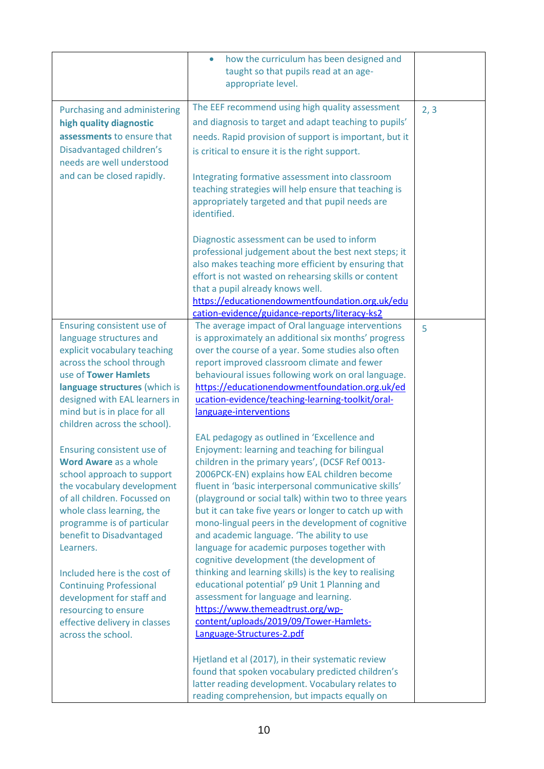| | | |
|---|---|---|
| | • how the curriculum has been designed and taught so that pupils read at an age-appropriate level. | |
| Purchasing and administering **high quality diagnostic assessments** to ensure that Disadvantaged children's needs are well understood and can be closed rapidly. | The EEF recommend using high quality assessment and diagnosis to target and adapt teaching to pupils' needs. Rapid provision of support is important, but it is critical to ensure it is the right support.<br><br>Integrating formative assessment into classroom teaching strategies will help ensure that teaching is appropriately targeted and that pupil needs are identified.<br><br>Diagnostic assessment can be used to inform professional judgement about the best next steps; it also makes teaching more efficient by ensuring that effort is not wasted on rehearsing skills or content that a pupil already knows well.<br>https://educationendowmentfoundation.org.uk/education-evidence/guidance-reports/literacy-ks2 | 2, 3 |
| Ensuring consistent use of language structures and explicit vocabulary teaching across the school through use of **Tower Hamlets language structures** (which is designed with EAL learners in mind but is in place for all children across the school).<br><br>Ensuring consistent use of **Word Aware** as a whole school approach to support the vocabulary development of all children. Focussed on whole class learning, the programme is of particular benefit to Disadvantaged Learners.<br><br>Included here is the cost of Continuing Professional development for staff and resourcing to ensure effective delivery in classes across the school. | The average impact of Oral language interventions is approximately an additional six months' progress over the course of a year. Some studies also often report improved classroom climate and fewer behavioural issues following work on oral language.<br>https://educationendowmentfoundation.org.uk/education-evidence/teaching-learning-toolkit/oral-language-interventions<br><br>EAL pedagogy as outlined in 'Excellence and Enjoyment: learning and teaching for bilingual children in the primary years', (DCSF Ref 0013-2006PCK-EN) explains how EAL children become fluent in 'basic interpersonal communicative skills' (playground or social talk) within two to three years but it can take five years or longer to catch up with mono-lingual peers in the development of cognitive and academic language. 'The ability to use language for academic purposes together with cognitive development (the development of thinking and learning skills) is the key to realising educational potential' p9 Unit 1 Planning and assessment for language and learning.<br>https://www.themeadtrust.org/wp-content/uploads/2019/09/Tower-Hamlets-Language-Structures-2.pdf<br><br>Hjetland et al (2017), in their systematic review found that spoken vocabulary predicted children's latter reading development. Vocabulary relates to reading comprehension, but impacts equally on | 5 |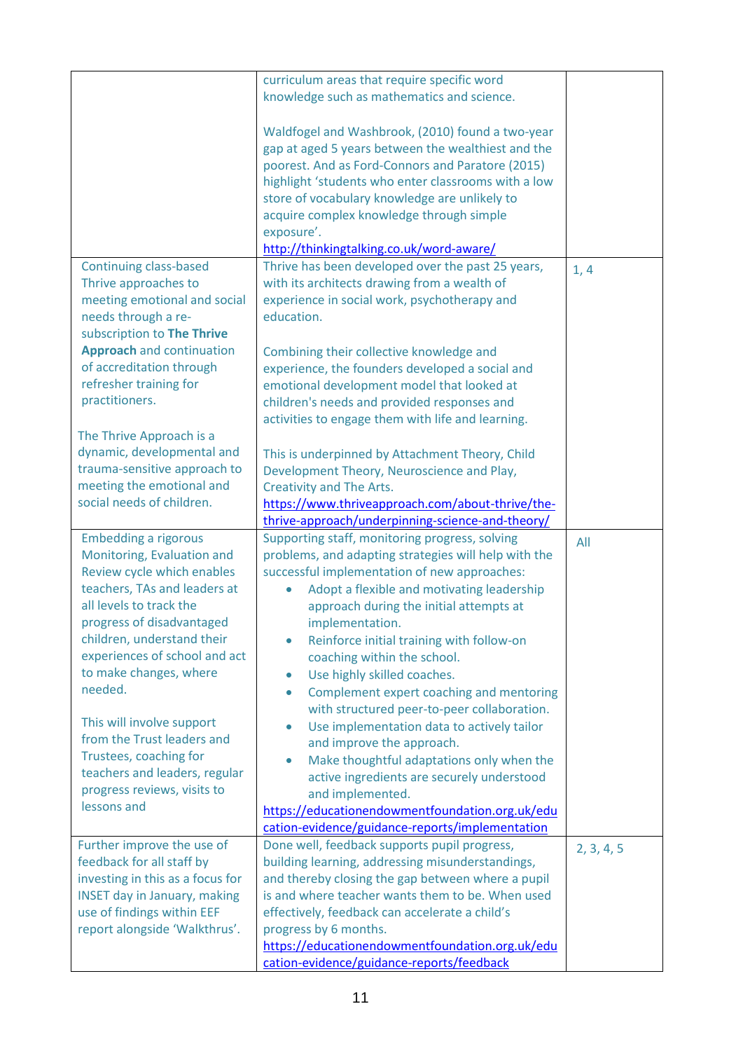| | | |
|---|---|---|
| | curriculum areas that require specific word knowledge such as mathematics and science.<br><br>Waldfogel and Washbrook, (2010) found a two-year gap at aged 5 years between the wealthiest and the poorest. And as Ford-Connors and Paratore (2015) highlight 'students who enter classrooms with a low store of vocabulary knowledge are unlikely to acquire complex knowledge through simple exposure'.<br>http://thinkingtalking.co.uk/word-aware/ | |
| Continuing class-based Thrive approaches to meeting emotional and social needs through a re-subscription to **The Thrive Approach** and continuation of accreditation through refresher training for practitioners.<br><br>The Thrive Approach is a dynamic, developmental and trauma-sensitive approach to meeting the emotional and social needs of children. | Thrive has been developed over the past 25 years, with its architects drawing from a wealth of experience in social work, psychotherapy and education.<br><br>Combining their collective knowledge and experience, the founders developed a social and emotional development model that looked at children's needs and provided responses and activities to engage them with life and learning.<br><br>This is underpinned by Attachment Theory, Child Development Theory, Neuroscience and Play, Creativity and The Arts.<br>https://www.thriveapproach.com/about-thrive/the-thrive-approach/underpinning-science-and-theory/ | 1, 4 |
| Embedding a rigorous Monitoring, Evaluation and Review cycle which enables teachers, TAs and leaders at all levels to track the progress of disadvantaged children, understand their experiences of school and act to make changes, where needed.<br><br>This will involve support from the Trust leaders and Trustees, coaching for teachers and leaders, regular progress reviews, visits to lessons and | Supporting staff, monitoring progress, solving problems, and adapting strategies will help with the successful implementation of new approaches:<br>• Adopt a flexible and motivating leadership approach during the initial attempts at implementation.<br>• Reinforce initial training with follow-on coaching within the school.<br>• Use highly skilled coaches.<br>• Complement expert coaching and mentoring with structured peer-to-peer collaboration.<br>• Use implementation data to actively tailor and improve the approach.<br>• Make thoughtful adaptations only when the active ingredients are securely understood and implemented.<br>https://educationendowmentfoundation.org.uk/education-evidence/guidance-reports/implementation | All |
| Further improve the use of feedback for all staff by investing in this as a focus for INSET day in January, making use of findings within EEF report alongside 'Walkthrus'. | Done well, feedback supports pupil progress, building learning, addressing misunderstandings, and thereby closing the gap between where a pupil is and where teacher wants them to be. When used effectively, feedback can accelerate a child's progress by 6 months.<br>https://educationendowmentfoundation.org.uk/education-evidence/guidance-reports/feedback | 2, 3, 4, 5 |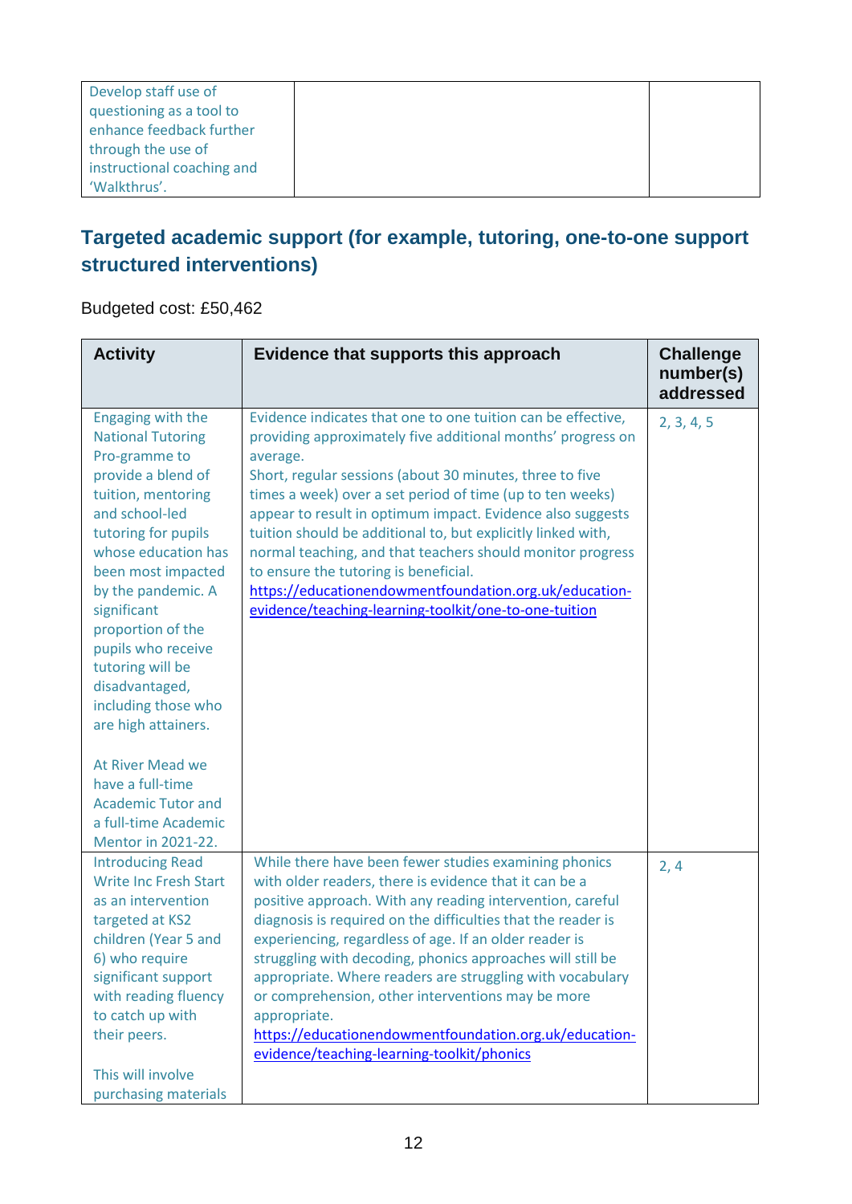| | | |
|---|---|---|
| Develop staff use of questioning as a tool to enhance feedback further through the use of instructional coaching and 'Walkthrus'. | | |

## Targeted academic support (for example, tutoring, one-to-one support structured interventions)

Budgeted cost: £50,462

| Activity | Evidence that supports this approach | Challenge number(s) addressed |
|---|---|---|
| Engaging with the National Tutoring Pro-gramme to provide a blend of tuition, mentoring and school-led tutoring for pupils whose education has been most impacted by the pandemic. A significant proportion of the pupils who receive tutoring will be disadvantaged, including those who are high attainers.<br><br>At River Mead we have a full-time Academic Tutor and a full-time Academic Mentor in 2021-22. | Evidence indicates that one to one tuition can be effective, providing approximately five additional months' progress on average.<br>Short, regular sessions (about 30 minutes, three to five times a week) over a set period of time (up to ten weeks) appear to result in optimum impact. Evidence also suggests tuition should be additional to, but explicitly linked with, normal teaching, and that teachers should monitor progress to ensure the tutoring is beneficial.<br>https://educationendowmentfoundation.org.uk/education-evidence/teaching-learning-toolkit/one-to-one-tuition | 2, 3, 4, 5 |
| Introducing Read Write Inc Fresh Start as an intervention targeted at KS2 children (Year 5 and 6) who require significant support with reading fluency to catch up with their peers.<br><br>This will involve purchasing materials | While there have been fewer studies examining phonics with older readers, there is evidence that it can be a positive approach. With any reading intervention, careful diagnosis is required on the difficulties that the reader is experiencing, regardless of age. If an older reader is struggling with decoding, phonics approaches will still be appropriate. Where readers are struggling with vocabulary or comprehension, other interventions may be more appropriate.<br>https://educationendowmentfoundation.org.uk/education-evidence/teaching-learning-toolkit/phonics | 2, 4 |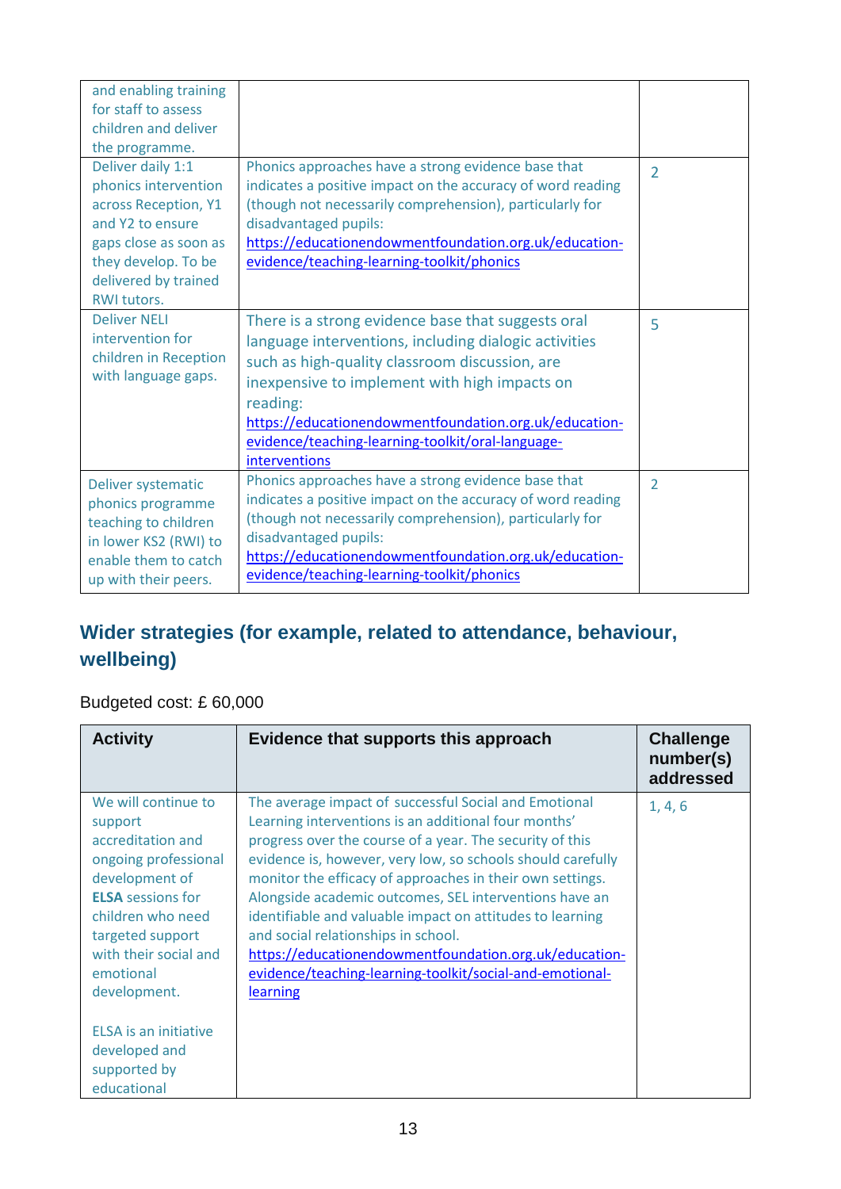| | | |
|---|---|---|
| and enabling training for staff to assess children and deliver the programme. | | |
| Deliver daily 1:1 phonics intervention across Reception, Y1 and Y2 to ensure gaps close as soon as they develop. To be delivered by trained RWI tutors. | Phonics approaches have a strong evidence base that indicates a positive impact on the accuracy of word reading (though not necessarily comprehension), particularly for disadvantaged pupils: https://educationendowmentfoundation.org.uk/education-evidence/teaching-learning-toolkit/phonics | 2 |
| Deliver NELI intervention for children in Reception with language gaps. | There is a strong evidence base that suggests oral language interventions, including dialogic activities such as high-quality classroom discussion, are inexpensive to implement with high impacts on reading: https://educationendowmentfoundation.org.uk/education-evidence/teaching-learning-toolkit/oral-language-interventions | 5 |
| Deliver systematic phonics programme teaching to children in lower KS2 (RWI) to enable them to catch up with their peers. | Phonics approaches have a strong evidence base that indicates a positive impact on the accuracy of word reading (though not necessarily comprehension), particularly for disadvantaged pupils: https://educationendowmentfoundation.org.uk/education-evidence/teaching-learning-toolkit/phonics | 2 |

## Wider strategies (for example, related to attendance, behaviour, wellbeing)

Budgeted cost: £ 60,000

| Activity | Evidence that supports this approach | Challenge number(s) addressed |
|---|---|---|
| We will continue to support accreditation and ongoing professional development of **ELSA** sessions for children who need targeted support with their social and emotional development.<br><br>ELSA is an initiative developed and supported by educational | The average impact of successful Social and Emotional Learning interventions is an additional four months' progress over the course of a year. The security of this evidence is, however, very low, so schools should carefully monitor the efficacy of approaches in their own settings. Alongside academic outcomes, SEL interventions have an identifiable and valuable impact on attitudes to learning and social relationships in school. https://educationendowmentfoundation.org.uk/education-evidence/teaching-learning-toolkit/social-and-emotional-learning | 1, 4, 6 |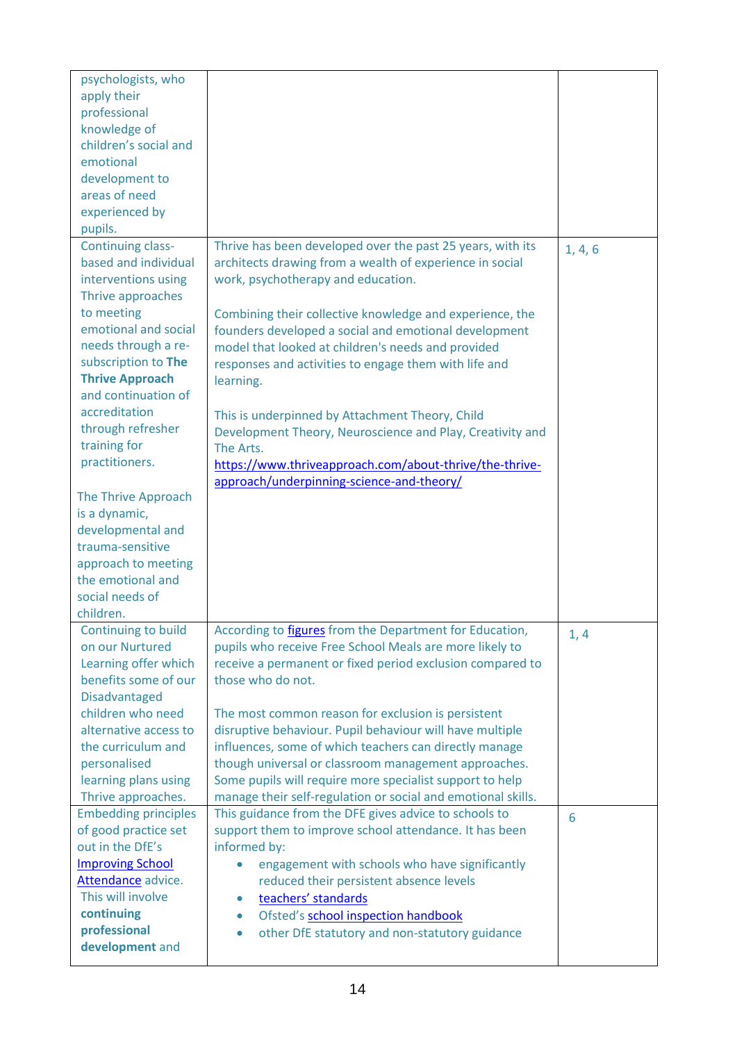| | | |
|---|---|---|
| psychologists, who apply their professional knowledge of children's social and emotional development to areas of need experienced by pupils. | | |
| Continuing class-based and individual interventions using Thrive approaches to meeting emotional and social needs through a re-subscription to **The Thrive Approach** and continuation of accreditation through refresher training for practitioners.<br><br>The Thrive Approach is a dynamic, developmental and trauma-sensitive approach to meeting the emotional and social needs of children. | Thrive has been developed over the past 25 years, with its architects drawing from a wealth of experience in social work, psychotherapy and education.<br><br>Combining their collective knowledge and experience, the founders developed a social and emotional development model that looked at children's needs and provided responses and activities to engage them with life and learning.<br><br>This is underpinned by Attachment Theory, Child Development Theory, Neuroscience and Play, Creativity and The Arts.<br>https://www.thriveapproach.com/about-thrive/the-thrive-approach/underpinning-science-and-theory/ | 1, 4, 6 |
| Continuing to build on our Nurtured Learning offer which benefits some of our Disadvantaged children who need alternative access to the curriculum and personalised learning plans using Thrive approaches. | According to figures from the Department for Education, pupils who receive Free School Meals are more likely to receive a permanent or fixed period exclusion compared to those who do not.<br><br>The most common reason for exclusion is persistent disruptive behaviour. Pupil behaviour will have multiple influences, some of which teachers can directly manage though universal or classroom management approaches. Some pupils will require more specialist support to help manage their self-regulation or social and emotional skills. | 1, 4 |
| Embedding principles of good practice set out in the DfE's Improving School Attendance advice. This will involve **continuing professional development** and | This guidance from the DFE gives advice to schools to support them to improve school attendance. It has been informed by:<br>• engagement with schools who have significantly reduced their persistent absence levels<br>• teachers' standards<br>• Ofsted's school inspection handbook<br>• other DfE statutory and non-statutory guidance | 6 |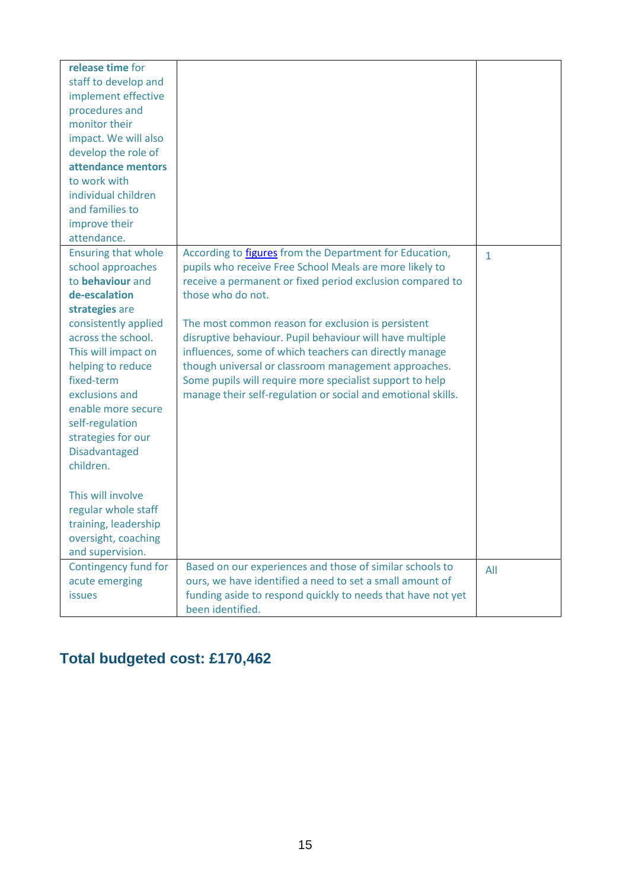| | | |
|---|---|---|
| **release time** for staff to develop and implement effective procedures and monitor their impact. We will also develop the role of **attendance mentors** to work with individual children and families to improve their attendance. | | |
| Ensuring that whole school approaches to **behaviour** and **de-escalation strategies** are consistently applied across the school. This will impact on helping to reduce fixed-term exclusions and enable more secure self-regulation strategies for our Disadvantaged children.<br><br>This will involve regular whole staff training, leadership oversight, coaching and supervision. | According to [figures](figures) from the Department for Education, pupils who receive Free School Meals are more likely to receive a permanent or fixed period exclusion compared to those who do not.<br><br>The most common reason for exclusion is persistent disruptive behaviour. Pupil behaviour will have multiple influences, some of which teachers can directly manage though universal or classroom management approaches. Some pupils will require more specialist support to help manage their self-regulation or social and emotional skills. | 1 |
| Contingency fund for acute emerging issues | Based on our experiences and those of similar schools to ours, we have identified a need to set a small amount of funding aside to respond quickly to needs that have not yet been identified. | All |

## Total budgeted cost: £170,462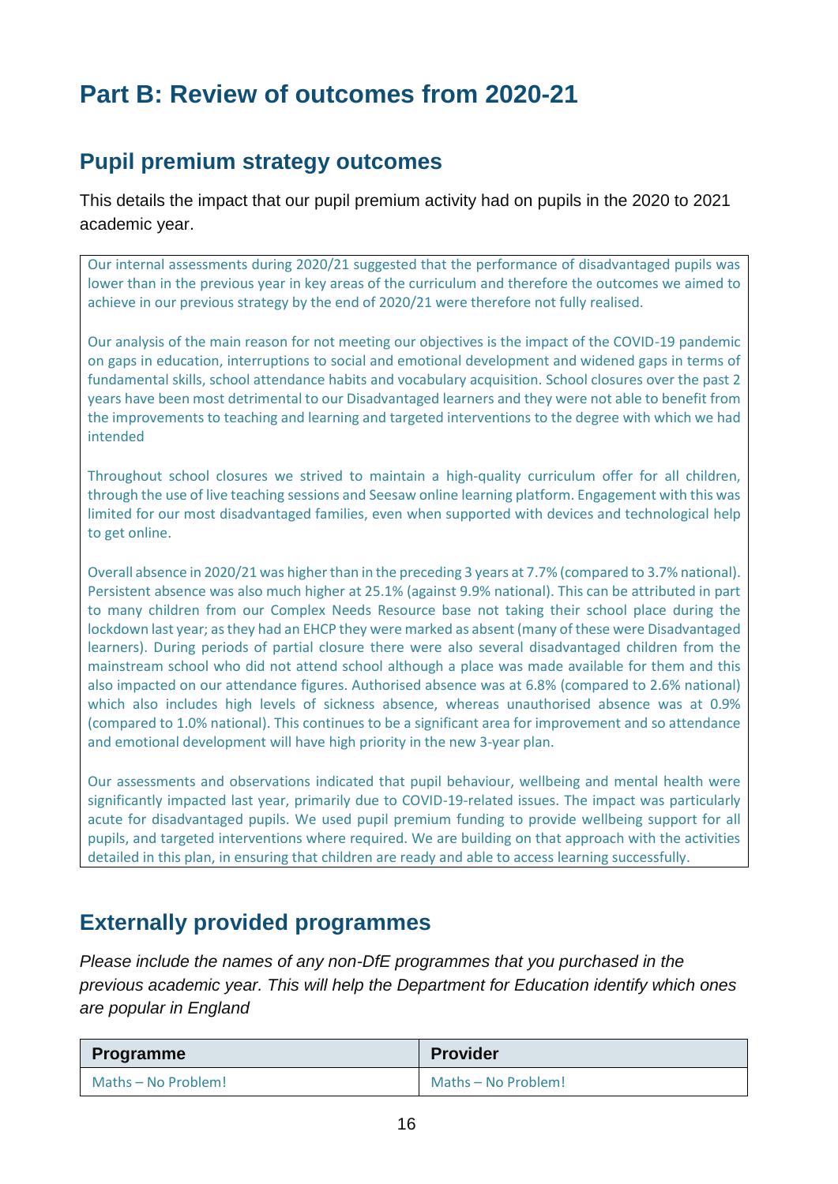# Part B: Review of outcomes from 2020-21

## Pupil premium strategy outcomes

This details the impact that our pupil premium activity had on pupils in the 2020 to 2021 academic year.

Our internal assessments during 2020/21 suggested that the performance of disadvantaged pupils was lower than in the previous year in key areas of the curriculum and therefore the outcomes we aimed to achieve in our previous strategy by the end of 2020/21 were therefore not fully realised.

Our analysis of the main reason for not meeting our objectives is the impact of the COVID-19 pandemic on gaps in education, interruptions to social and emotional development and widened gaps in terms of fundamental skills, school attendance habits and vocabulary acquisition. School closures over the past 2 years have been most detrimental to our Disadvantaged learners and they were not able to benefit from the improvements to teaching and learning and targeted interventions to the degree with which we had intended

Throughout school closures we strived to maintain a high-quality curriculum offer for all children, through the use of live teaching sessions and Seesaw online learning platform. Engagement with this was limited for our most disadvantaged families, even when supported with devices and technological help to get online.

Overall absence in 2020/21 was higher than in the preceding 3 years at 7.7% (compared to 3.7% national). Persistent absence was also much higher at 25.1% (against 9.9% national). This can be attributed in part to many children from our Complex Needs Resource base not taking their school place during the lockdown last year; as they had an EHCP they were marked as absent (many of these were Disadvantaged learners). During periods of partial closure there were also several disadvantaged children from the mainstream school who did not attend school although a place was made available for them and this also impacted on our attendance figures. Authorised absence was at 6.8% (compared to 2.6% national) which also includes high levels of sickness absence, whereas unauthorised absence was at 0.9% (compared to 1.0% national). This continues to be a significant area for improvement and so attendance and emotional development will have high priority in the new 3-year plan.

Our assessments and observations indicated that pupil behaviour, wellbeing and mental health were significantly impacted last year, primarily due to COVID-19-related issues. The impact was particularly acute for disadvantaged pupils. We used pupil premium funding to provide wellbeing support for all pupils, and targeted interventions where required. We are building on that approach with the activities detailed in this plan, in ensuring that children are ready and able to access learning successfully.

## Externally provided programmes

*Please include the names of any non-DfE programmes that you purchased in the previous academic year. This will help the Department for Education identify which ones are popular in England*

| Programme | Provider |
| --- | --- |
| Maths – No Problem! | Maths – No Problem! |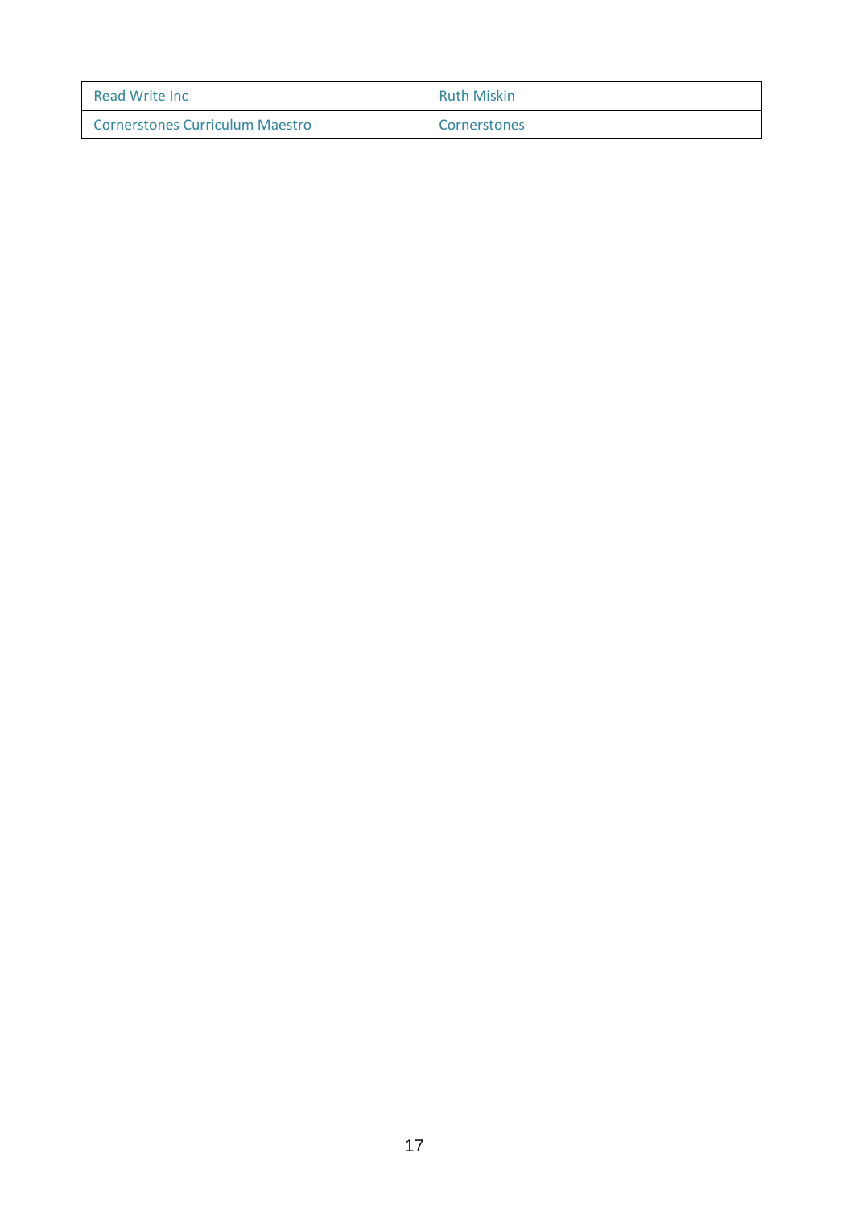| Read Write Inc | Ruth Miskin |
|---|---|
| Cornerstones Curriculum Maestro | Cornerstones |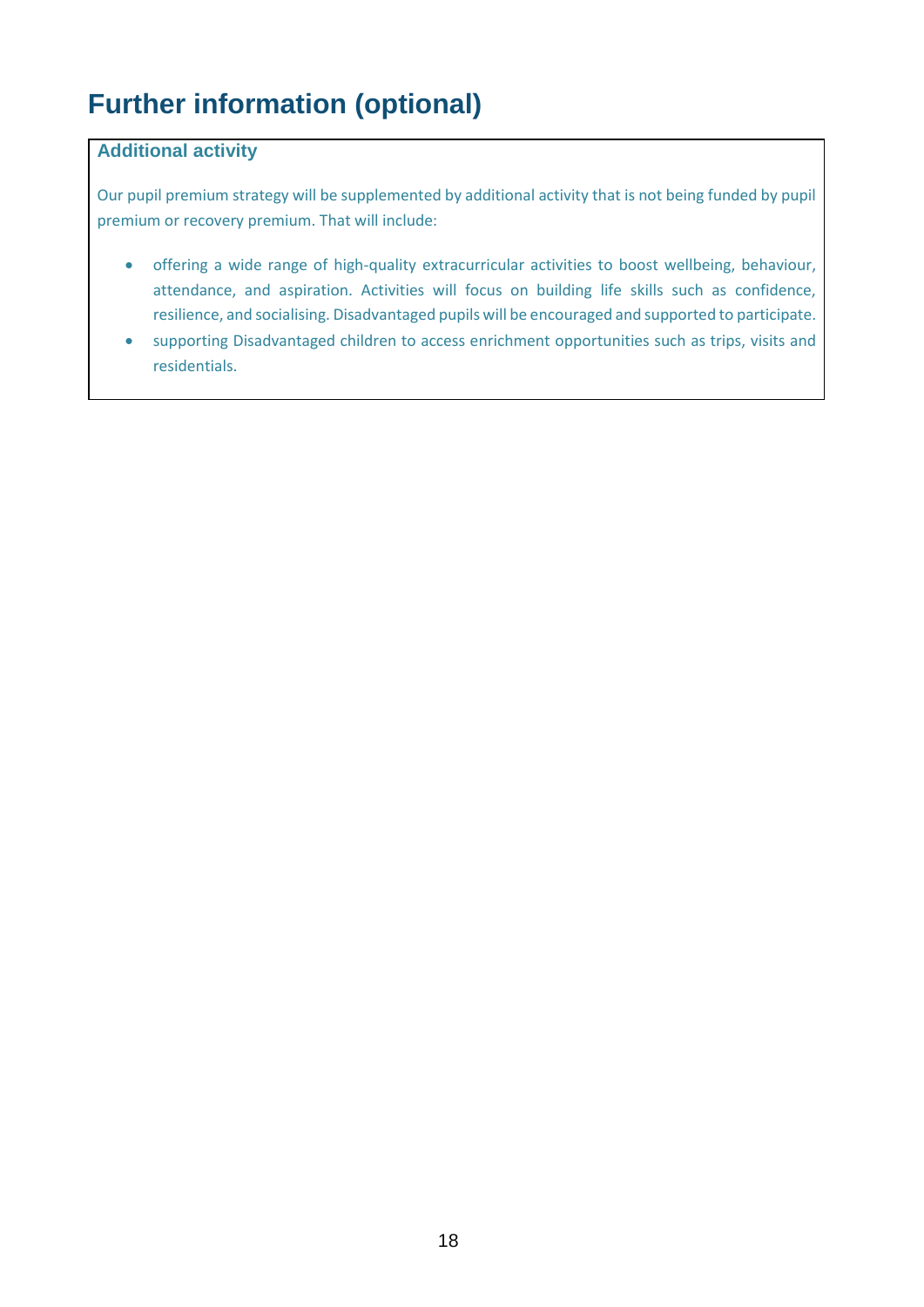# Further information (optional)

### Additional activity

Our pupil premium strategy will be supplemented by additional activity that is not being funded by pupil premium or recovery premium. That will include:

- offering a wide range of high-quality extracurricular activities to boost wellbeing, behaviour, attendance, and aspiration. Activities will focus on building life skills such as confidence, resilience, and socialising. Disadvantaged pupils will be encouraged and supported to participate.
- supporting Disadvantaged children to access enrichment opportunities such as trips, visits and residentials.